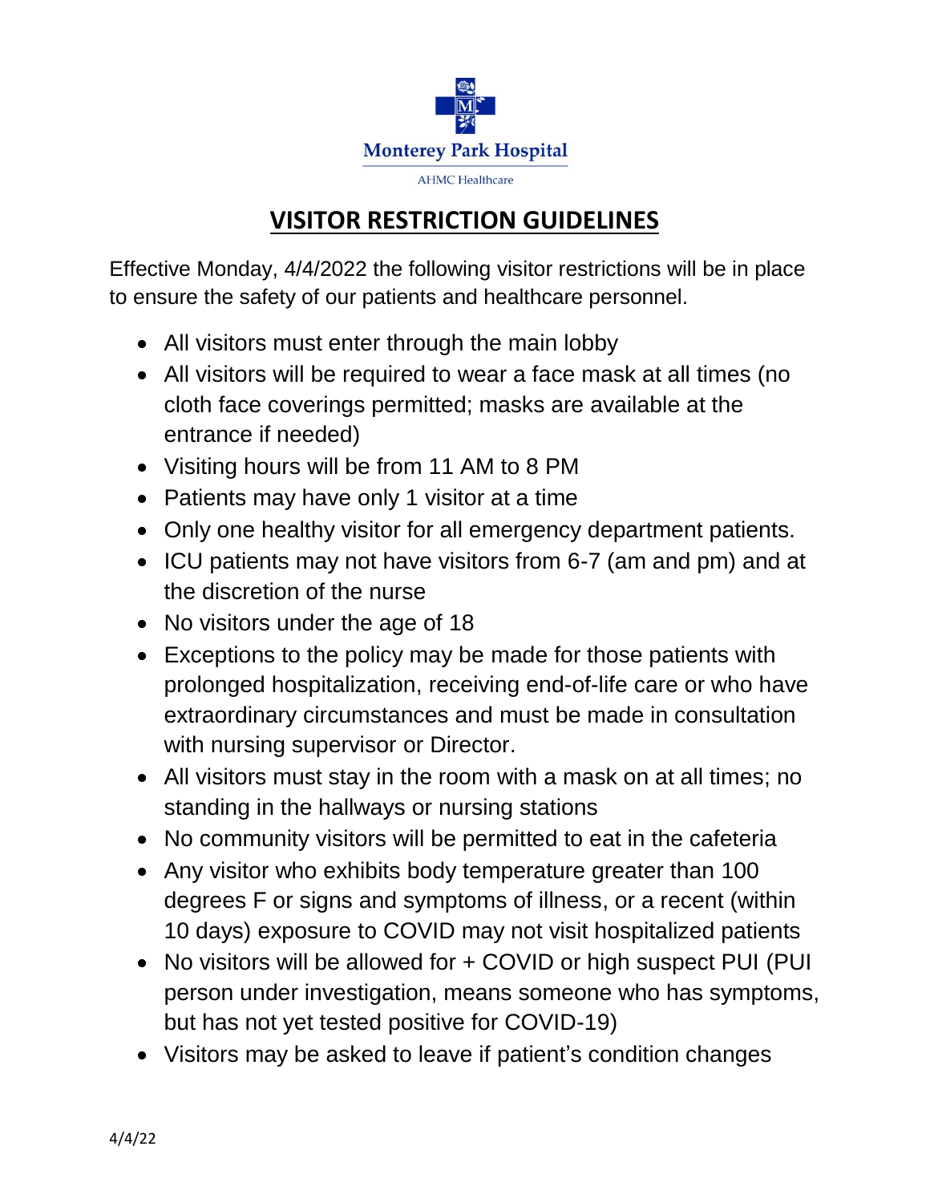Monterey Park Hospital

AHMC Healthcare

# VISITOR RESTRICTION GUIDELINES

Effective Monday, 4/4/2022 the following visitor restrictions will be in place to ensure the safety of our patients and healthcare personnel.

- All visitors must enter through the main lobby
- All visitors will be required to wear a face mask at all times (no cloth face coverings permitted; masks are available at the entrance if needed)
- Visiting hours will be from 11 AM to 8 PM
- Patients may have only 1 visitor at a time
- Only one healthy visitor for all emergency department patients.
- ICU patients may not have visitors from 6-7 (am and pm) and at the discretion of the nurse
- No visitors under the age of 18
- Exceptions to the policy may be made for those patients with prolonged hospitalization, receiving end-of-life care or who have extraordinary circumstances and must be made in consultation with nursing supervisor or Director.
- All visitors must stay in the room with a mask on at all times; no standing in the hallways or nursing stations
- No community visitors will be permitted to eat in the cafeteria
- Any visitor who exhibits body temperature greater than 100 degrees F or signs and symptoms of illness, or a recent (within 10 days) exposure to COVID may not visit hospitalized patients
- No visitors will be allowed for + COVID or high suspect PUI (PUI person under investigation, means someone who has symptoms, but has not yet tested positive for COVID-19)
- Visitors may be asked to leave if patient's condition changes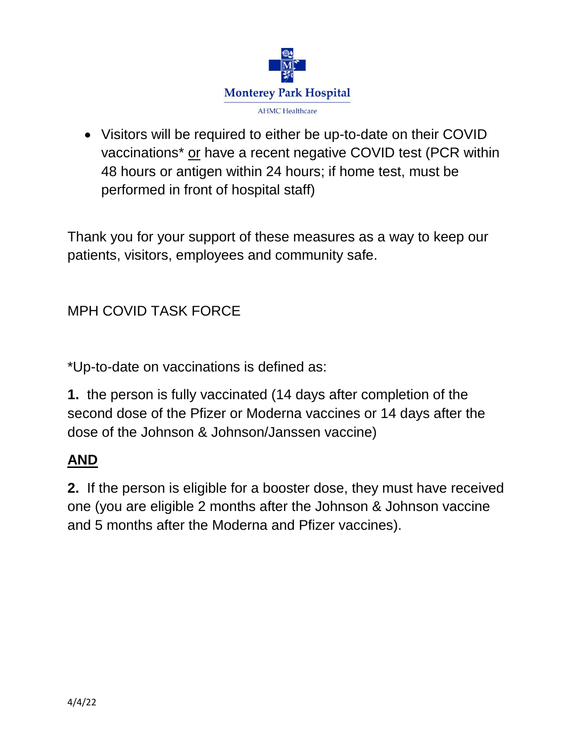Monterey Park Hospital

AHMC Healthcare

- Visitors will be required to either be up-to-date on their COVID vaccinations* or have a recent negative COVID test (PCR within 48 hours or antigen within 24 hours; if home test, must be performed in front of hospital staff)

Thank you for your support of these measures as a way to keep our patients, visitors, employees and community safe.

MPH COVID TASK FORCE

*Up-to-date on vaccinations is defined as:

**1.** the person is fully vaccinated (14 days after completion of the second dose of the Pfizer or Moderna vaccines or 14 days after the dose of the Johnson & Johnson/Janssen vaccine)

**AND**

**2.** If the person is eligible for a booster dose, they must have received one (you are eligible 2 months after the Johnson & Johnson vaccine and 5 months after the Moderna and Pfizer vaccines).

4/4/22